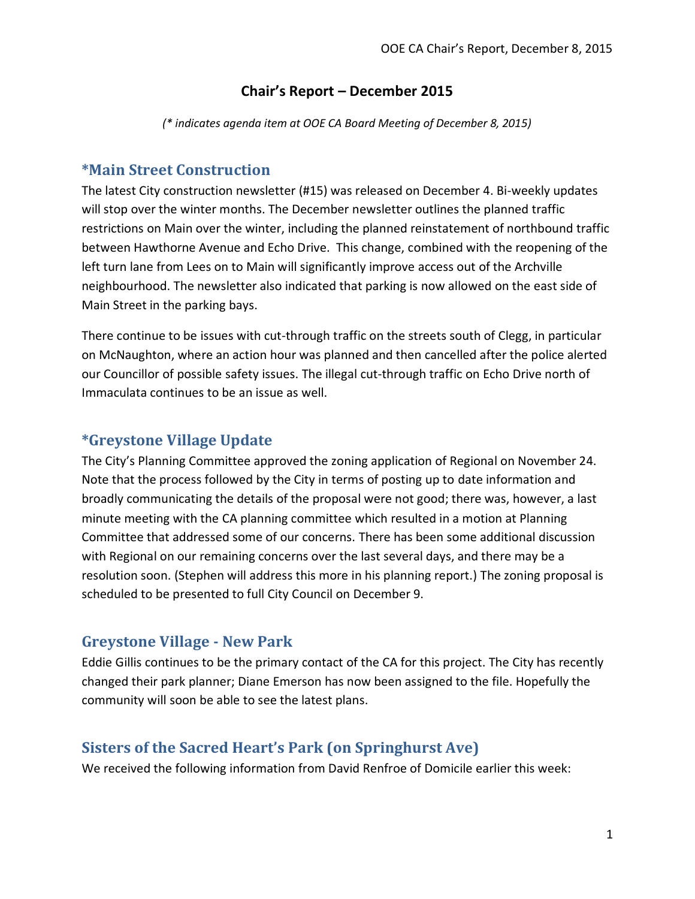# Chair's Report – December 2015

*(\* indicates agenda item at OOE CA Board Meeting of December 8, 2015)*

## *Main Street Construction

The latest City construction newsletter (#15) was released on December 4. Bi-weekly updates will stop over the winter months. The December newsletter outlines the planned traffic restrictions on Main over the winter, including the planned reinstatement of northbound traffic between Hawthorne Avenue and Echo Drive. This change, combined with the reopening of the left turn lane from Lees on to Main will significantly improve access out of the Archville neighbourhood. The newsletter also indicated that parking is now allowed on the east side of Main Street in the parking bays.

There continue to be issues with cut-through traffic on the streets south of Clegg, in particular on McNaughton, where an action hour was planned and then cancelled after the police alerted our Councillor of possible safety issues. The illegal cut-through traffic on Echo Drive north of Immaculata continues to be an issue as well.

## *Greystone Village Update

The City's Planning Committee approved the zoning application of Regional on November 24. Note that the process followed by the City in terms of posting up to date information and broadly communicating the details of the proposal were not good; there was, however, a last minute meeting with the CA planning committee which resulted in a motion at Planning Committee that addressed some of our concerns. There has been some additional discussion with Regional on our remaining concerns over the last several days, and there may be a resolution soon. (Stephen will address this more in his planning report.) The zoning proposal is scheduled to be presented to full City Council on December 9.

## Greystone Village - New Park

Eddie Gillis continues to be the primary contact of the CA for this project. The City has recently changed their park planner; Diane Emerson has now been assigned to the file. Hopefully the community will soon be able to see the latest plans.

## Sisters of the Sacred Heart's Park (on Springhurst Ave)

We received the following information from David Renfroe of Domicile earlier this week: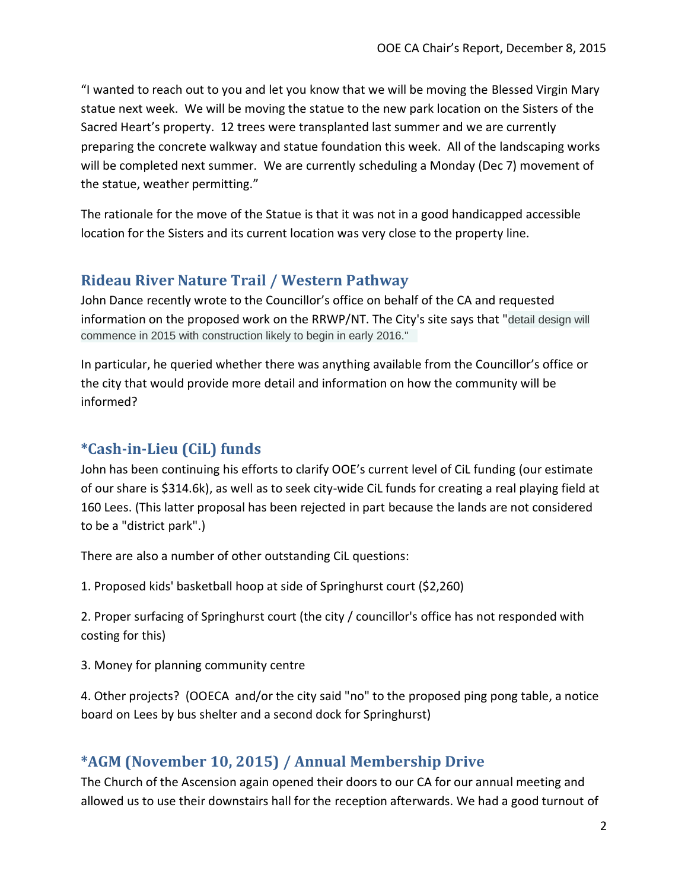"I wanted to reach out to you and let you know that we will be moving the Blessed Virgin Mary statue next week. We will be moving the statue to the new park location on the Sisters of the Sacred Heart's property. 12 trees were transplanted last summer and we are currently preparing the concrete walkway and statue foundation this week. All of the landscaping works will be completed next summer. We are currently scheduling a Monday (Dec 7) movement of the statue, weather permitting."

The rationale for the move of the Statue is that it was not in a good handicapped accessible location for the Sisters and its current location was very close to the property line.

## Rideau River Nature Trail / Western Pathway

John Dance recently wrote to the Councillor's office on behalf of the CA and requested information on the proposed work on the RRWP/NT. The City's site says that "detail design will commence in 2015 with construction likely to begin in early 2016."

In particular, he queried whether there was anything available from the Councillor's office or the city that would provide more detail and information on how the community will be informed?

## *Cash-in-Lieu (CiL) funds

John has been continuing his efforts to clarify OOE's current level of CiL funding (our estimate of our share is $314.6k), as well as to seek city-wide CiL funds for creating a real playing field at 160 Lees. (This latter proposal has been rejected in part because the lands are not considered to be a "district park".)

There are also a number of other outstanding CiL questions:

1. Proposed kids' basketball hoop at side of Springhurst court ($2,260)

2. Proper surfacing of Springhurst court (the city / councillor's office has not responded with costing for this)

3. Money for planning community centre

4. Other projects? (OOECA and/or the city said "no" to the proposed ping pong table, a notice board on Lees by bus shelter and a second dock for Springhurst)

## *AGM (November 10, 2015) / Annual Membership Drive

The Church of the Ascension again opened their doors to our CA for our annual meeting and allowed us to use their downstairs hall for the reception afterwards. We had a good turnout of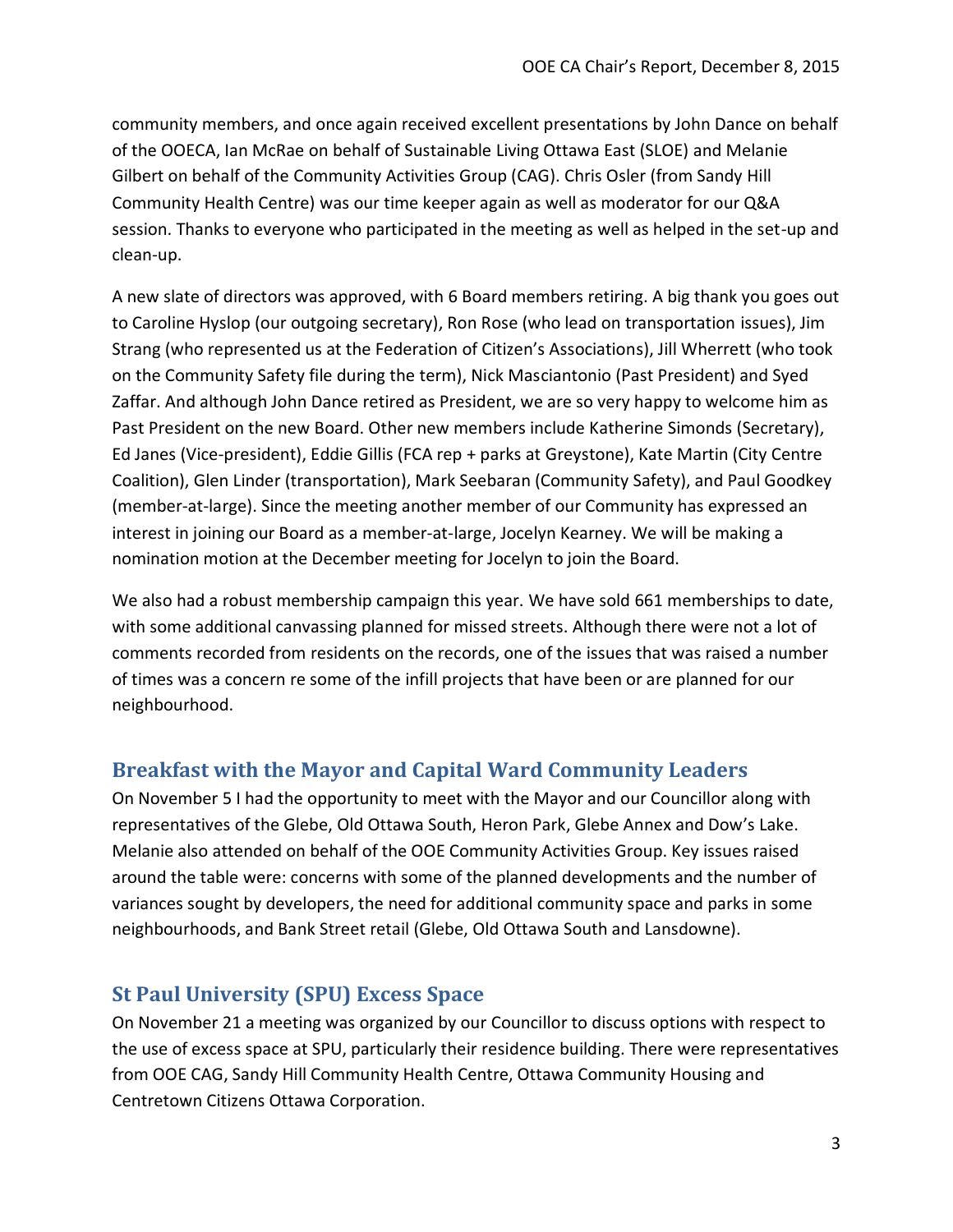community members, and once again received excellent presentations by John Dance on behalf of the OOECA, Ian McRae on behalf of Sustainable Living Ottawa East (SLOE) and Melanie Gilbert on behalf of the Community Activities Group (CAG). Chris Osler (from Sandy Hill Community Health Centre) was our time keeper again as well as moderator for our Q&A session. Thanks to everyone who participated in the meeting as well as helped in the set-up and clean-up.

A new slate of directors was approved, with 6 Board members retiring. A big thank you goes out to Caroline Hyslop (our outgoing secretary), Ron Rose (who lead on transportation issues), Jim Strang (who represented us at the Federation of Citizen's Associations), Jill Wherrett (who took on the Community Safety file during the term), Nick Masciantonio (Past President) and Syed Zaffar. And although John Dance retired as President, we are so very happy to welcome him as Past President on the new Board. Other new members include Katherine Simonds (Secretary), Ed Janes (Vice-president), Eddie Gillis (FCA rep + parks at Greystone), Kate Martin (City Centre Coalition), Glen Linder (transportation), Mark Seebaran (Community Safety), and Paul Goodkey (member-at-large). Since the meeting another member of our Community has expressed an interest in joining our Board as a member-at-large, Jocelyn Kearney. We will be making a nomination motion at the December meeting for Jocelyn to join the Board.

We also had a robust membership campaign this year. We have sold 661 memberships to date, with some additional canvassing planned for missed streets. Although there were not a lot of comments recorded from residents on the records, one of the issues that was raised a number of times was a concern re some of the infill projects that have been or are planned for our neighbourhood.

## Breakfast with the Mayor and Capital Ward Community Leaders

On November 5 I had the opportunity to meet with the Mayor and our Councillor along with representatives of the Glebe, Old Ottawa South, Heron Park, Glebe Annex and Dow's Lake. Melanie also attended on behalf of the OOE Community Activities Group. Key issues raised around the table were: concerns with some of the planned developments and the number of variances sought by developers, the need for additional community space and parks in some neighbourhoods, and Bank Street retail (Glebe, Old Ottawa South and Lansdowne).

## St Paul University (SPU) Excess Space

On November 21 a meeting was organized by our Councillor to discuss options with respect to the use of excess space at SPU, particularly their residence building. There were representatives from OOE CAG, Sandy Hill Community Health Centre, Ottawa Community Housing and Centretown Citizens Ottawa Corporation.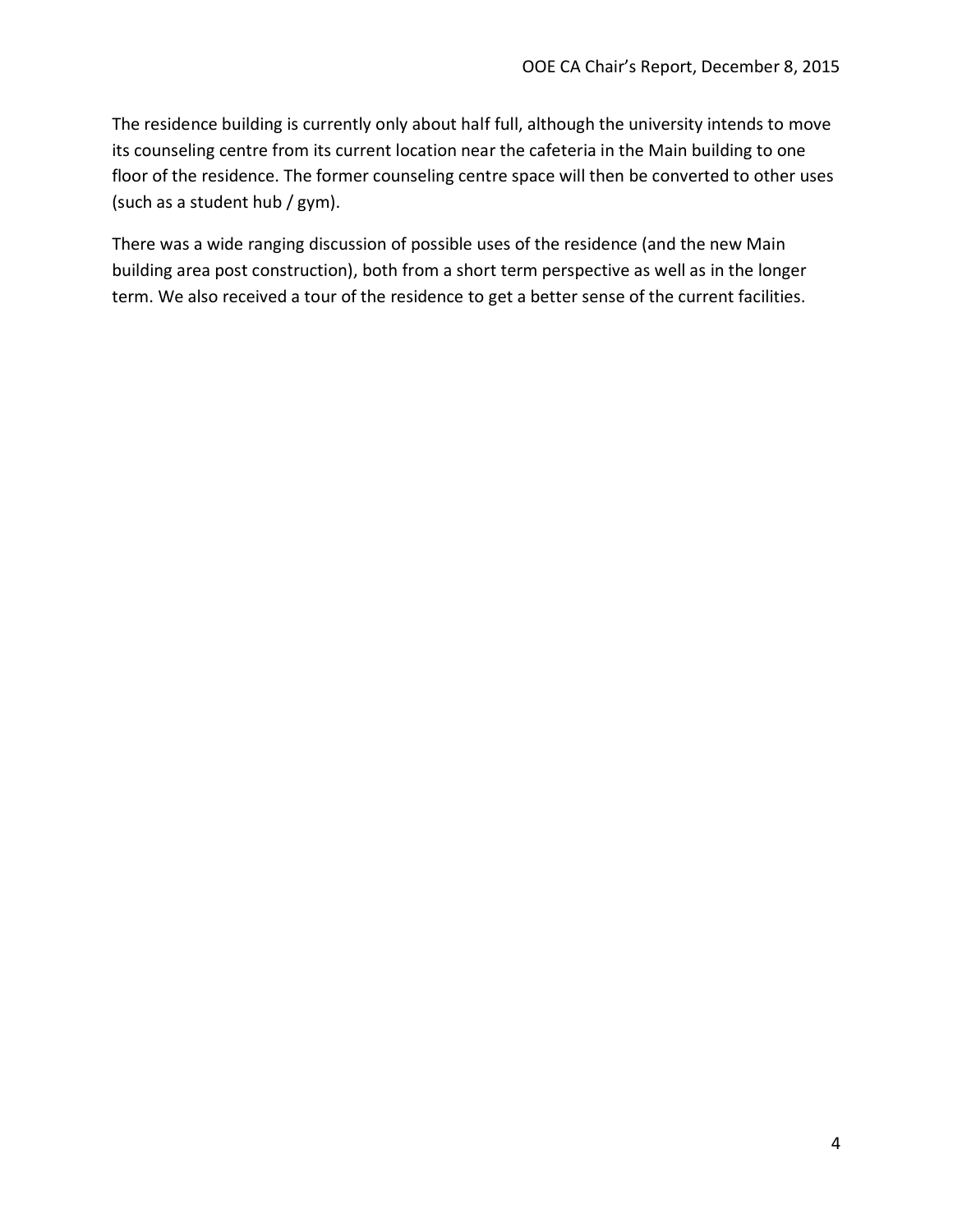The residence building is currently only about half full, although the university intends to move its counseling centre from its current location near the cafeteria in the Main building to one floor of the residence. The former counseling centre space will then be converted to other uses (such as a student hub / gym).

There was a wide ranging discussion of possible uses of the residence (and the new Main building area post construction), both from a short term perspective as well as in the longer term. We also received a tour of the residence to get a better sense of the current facilities.